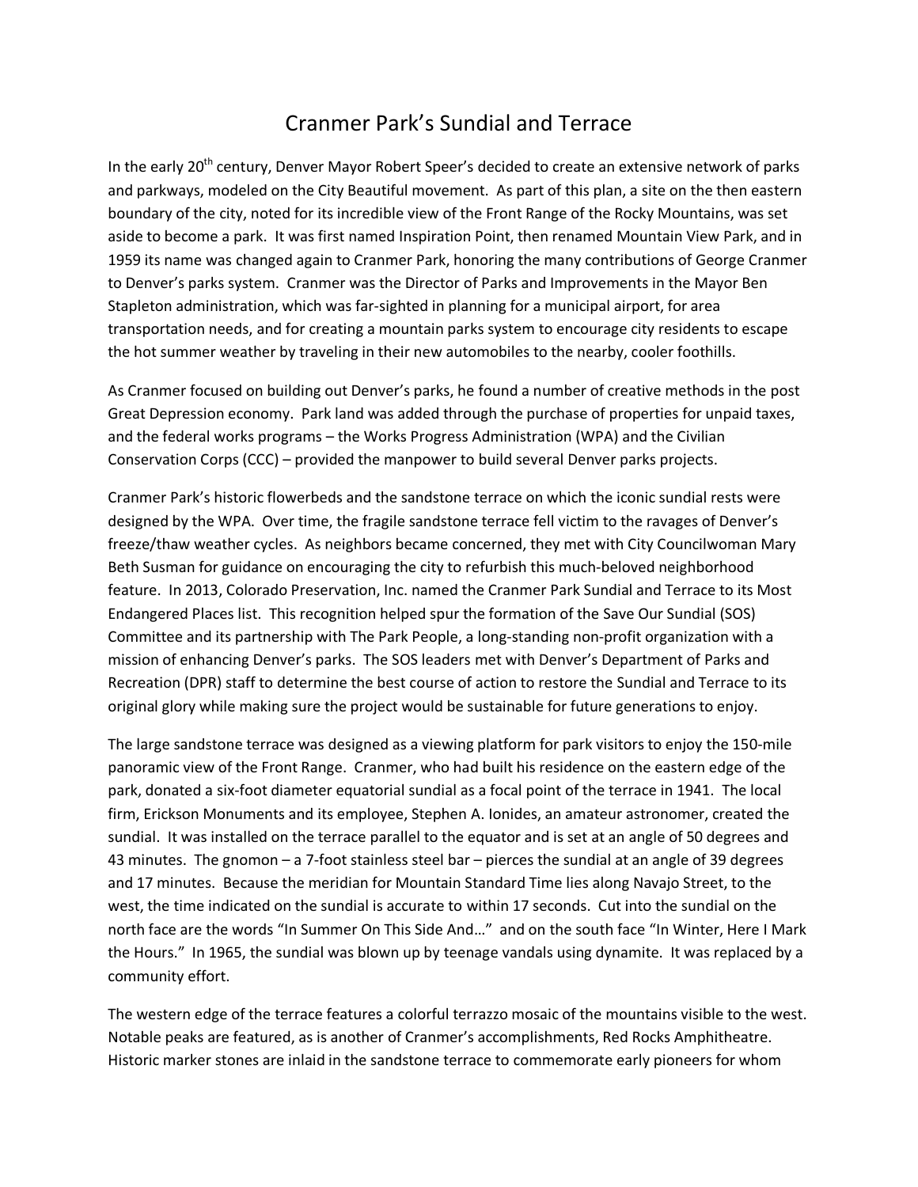# Cranmer Park's Sundial and Terrace

In the early 20th century, Denver Mayor Robert Speer's decided to create an extensive network of parks and parkways, modeled on the City Beautiful movement. As part of this plan, a site on the then eastern boundary of the city, noted for its incredible view of the Front Range of the Rocky Mountains, was set aside to become a park. It was first named Inspiration Point, then renamed Mountain View Park, and in 1959 its name was changed again to Cranmer Park, honoring the many contributions of George Cranmer to Denver's parks system. Cranmer was the Director of Parks and Improvements in the Mayor Ben Stapleton administration, which was far-sighted in planning for a municipal airport, for area transportation needs, and for creating a mountain parks system to encourage city residents to escape the hot summer weather by traveling in their new automobiles to the nearby, cooler foothills.

As Cranmer focused on building out Denver's parks, he found a number of creative methods in the post Great Depression economy. Park land was added through the purchase of properties for unpaid taxes, and the federal works programs – the Works Progress Administration (WPA) and the Civilian Conservation Corps (CCC) – provided the manpower to build several Denver parks projects.

Cranmer Park's historic flowerbeds and the sandstone terrace on which the iconic sundial rests were designed by the WPA. Over time, the fragile sandstone terrace fell victim to the ravages of Denver's freeze/thaw weather cycles. As neighbors became concerned, they met with City Councilwoman Mary Beth Susman for guidance on encouraging the city to refurbish this much-beloved neighborhood feature. In 2013, Colorado Preservation, Inc. named the Cranmer Park Sundial and Terrace to its Most Endangered Places list. This recognition helped spur the formation of the Save Our Sundial (SOS) Committee and its partnership with The Park People, a long-standing non-profit organization with a mission of enhancing Denver's parks. The SOS leaders met with Denver's Department of Parks and Recreation (DPR) staff to determine the best course of action to restore the Sundial and Terrace to its original glory while making sure the project would be sustainable for future generations to enjoy.

The large sandstone terrace was designed as a viewing platform for park visitors to enjoy the 150-mile panoramic view of the Front Range. Cranmer, who had built his residence on the eastern edge of the park, donated a six-foot diameter equatorial sundial as a focal point of the terrace in 1941. The local firm, Erickson Monuments and its employee, Stephen A. Ionides, an amateur astronomer, created the sundial. It was installed on the terrace parallel to the equator and is set at an angle of 50 degrees and 43 minutes. The gnomon – a 7-foot stainless steel bar – pierces the sundial at an angle of 39 degrees and 17 minutes. Because the meridian for Mountain Standard Time lies along Navajo Street, to the west, the time indicated on the sundial is accurate to within 17 seconds. Cut into the sundial on the north face are the words "In Summer On This Side And…" and on the south face "In Winter, Here I Mark the Hours." In 1965, the sundial was blown up by teenage vandals using dynamite. It was replaced by a community effort.

The western edge of the terrace features a colorful terrazzo mosaic of the mountains visible to the west. Notable peaks are featured, as is another of Cranmer's accomplishments, Red Rocks Amphitheatre. Historic marker stones are inlaid in the sandstone terrace to commemorate early pioneers for whom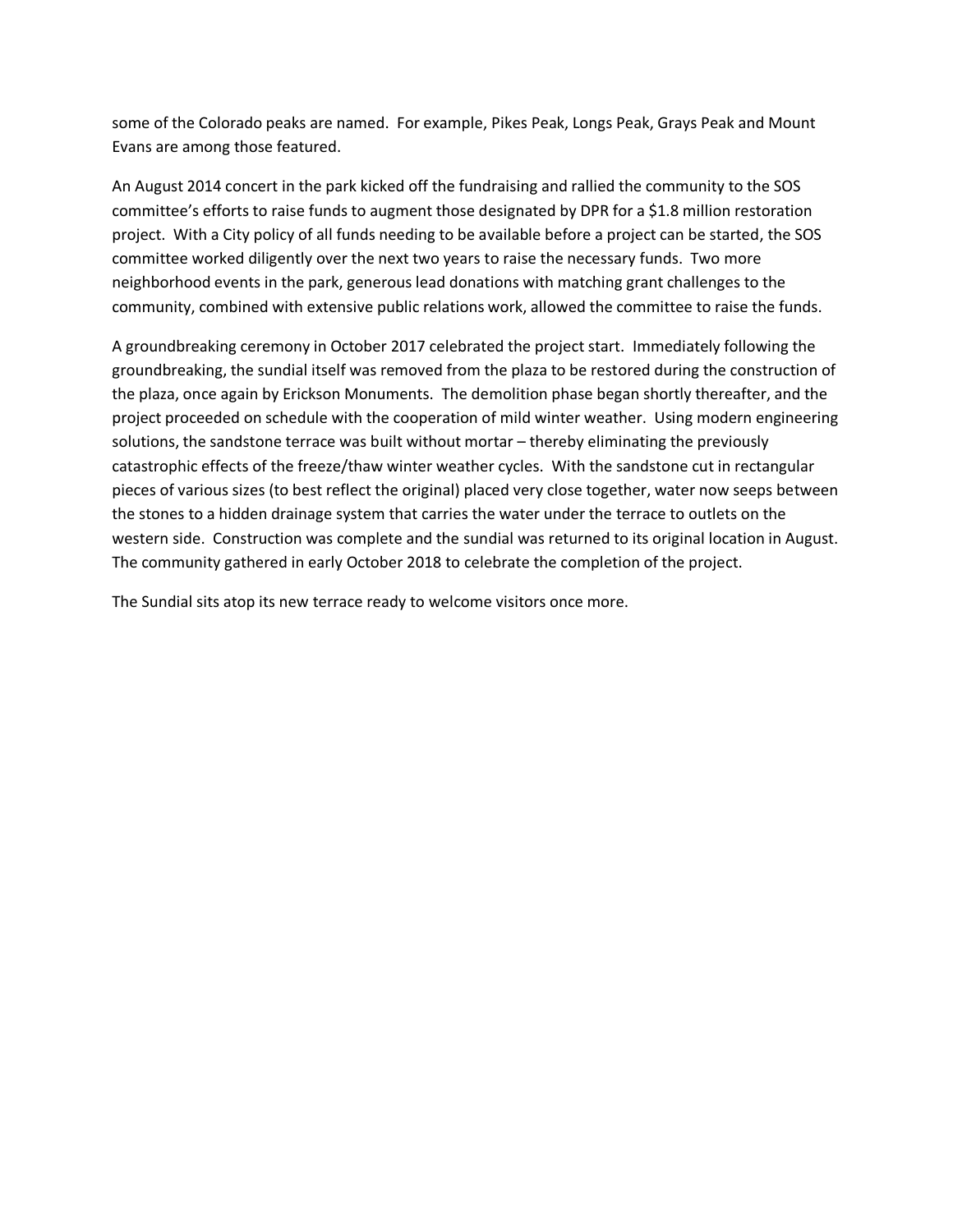some of the Colorado peaks are named. For example, Pikes Peak, Longs Peak, Grays Peak and Mount Evans are among those featured.

An August 2014 concert in the park kicked off the fundraising and rallied the community to the SOS committee's efforts to raise funds to augment those designated by DPR for a $1.8 million restoration project. With a City policy of all funds needing to be available before a project can be started, the SOS committee worked diligently over the next two years to raise the necessary funds. Two more neighborhood events in the park, generous lead donations with matching grant challenges to the community, combined with extensive public relations work, allowed the committee to raise the funds.

A groundbreaking ceremony in October 2017 celebrated the project start. Immediately following the groundbreaking, the sundial itself was removed from the plaza to be restored during the construction of the plaza, once again by Erickson Monuments. The demolition phase began shortly thereafter, and the project proceeded on schedule with the cooperation of mild winter weather. Using modern engineering solutions, the sandstone terrace was built without mortar – thereby eliminating the previously catastrophic effects of the freeze/thaw winter weather cycles. With the sandstone cut in rectangular pieces of various sizes (to best reflect the original) placed very close together, water now seeps between the stones to a hidden drainage system that carries the water under the terrace to outlets on the western side. Construction was complete and the sundial was returned to its original location in August. The community gathered in early October 2018 to celebrate the completion of the project.

The Sundial sits atop its new terrace ready to welcome visitors once more.